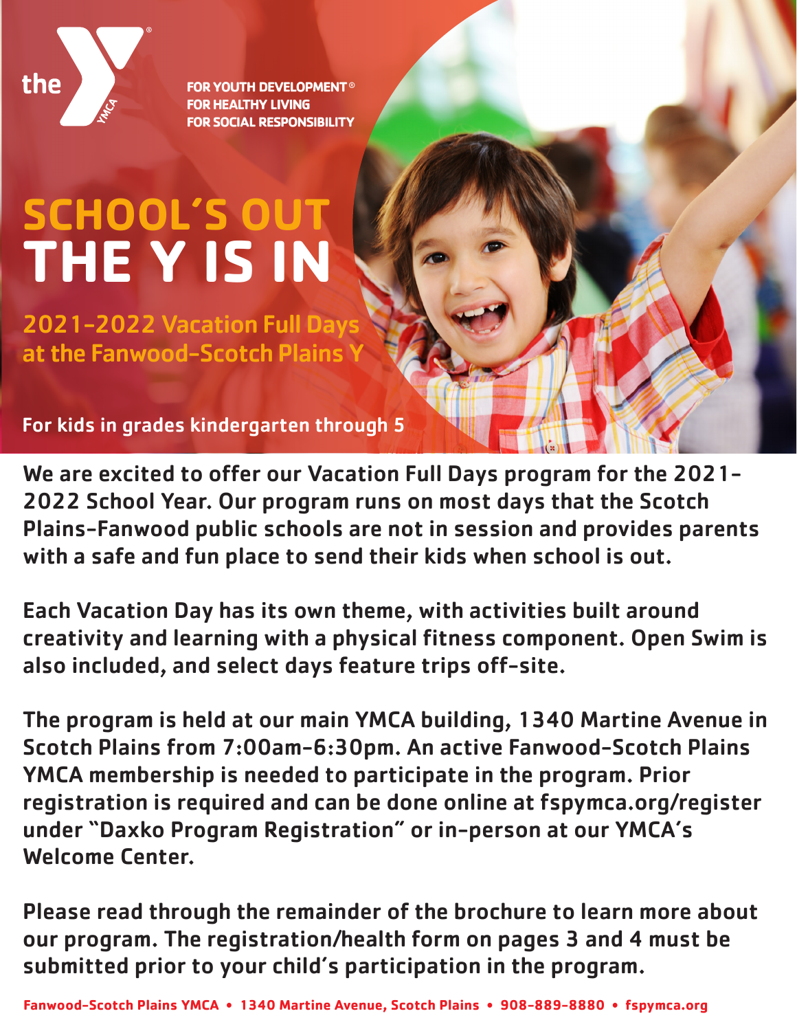the YMCA

FOR YOUTH DEVELOPMENT®
FOR HEALTHY LIVING
FOR SOCIAL RESPONSIBILITY

# SCHOOL'S OUT THE Y IS IN

## 2021-2022 Vacation Full Days at the Fanwood-Scotch Plains Y

**For kids in grades kindergarten through 5**

We are excited to offer our Vacation Full Days program for the 2021-2022 School Year. Our program runs on most days that the Scotch Plains-Fanwood public schools are not in session and provides parents with a safe and fun place to send their kids when school is out.

Each Vacation Day has its own theme, with activities built around creativity and learning with a physical fitness component. Open Swim is also included, and select days feature trips off-site.

The program is held at our main YMCA building, 1340 Martine Avenue in Scotch Plains from 7:00am-6:30pm. An active Fanwood-Scotch Plains YMCA membership is needed to participate in the program. Prior registration is required and can be done online at fspymca.org/register under "Daxko Program Registration" or in-person at our YMCA's Welcome Center.

Please read through the remainder of the brochure to learn more about our program. The registration/health form on pages 3 and 4 must be submitted prior to your child's participation in the program.

**Fanwood-Scotch Plains YMCA • 1340 Martine Avenue, Scotch Plains • 908-889-8880 • fspymca.org**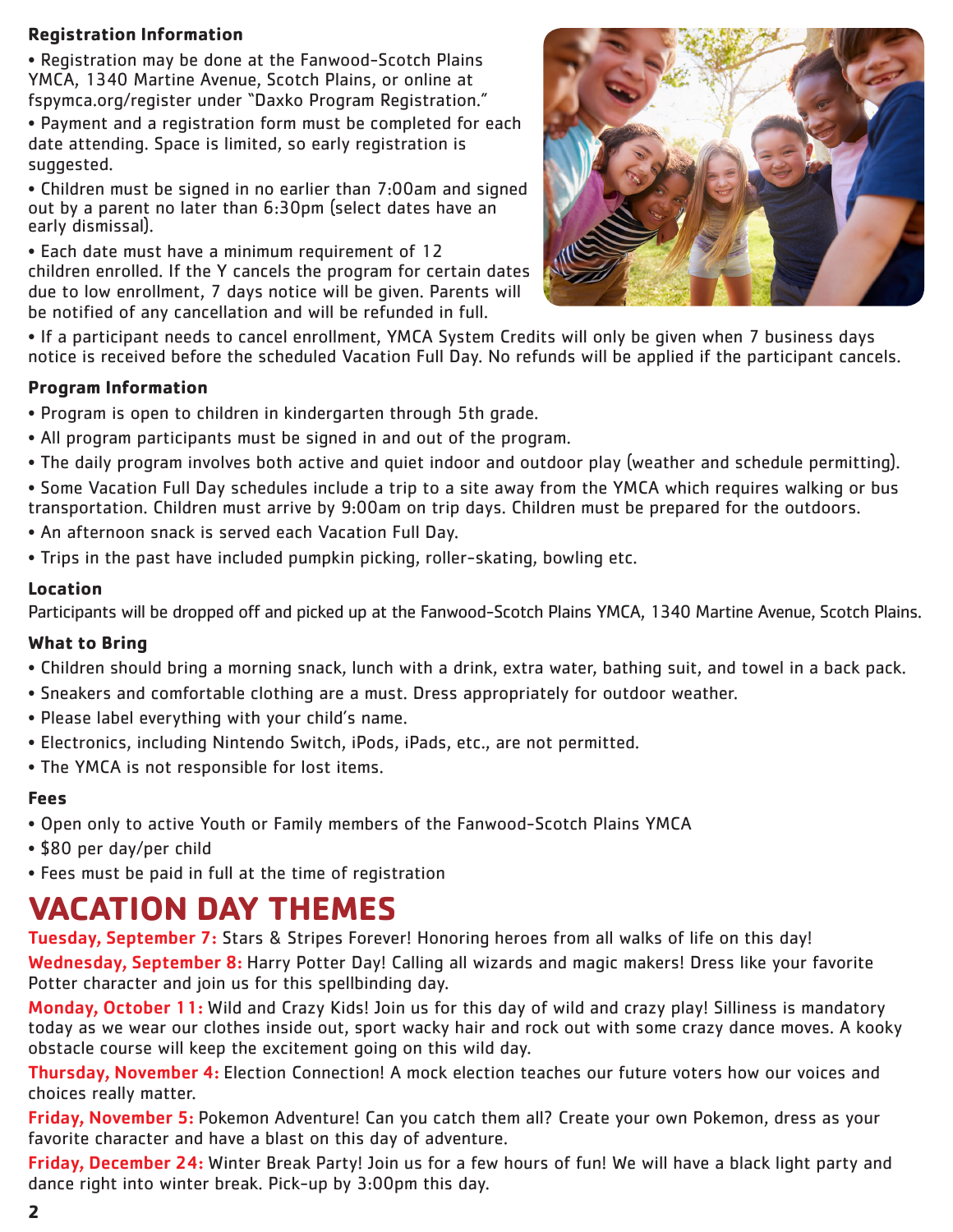### Registration Information

- Registration may be done at the Fanwood-Scotch Plains YMCA, 1340 Martine Avenue, Scotch Plains, or online at fspymca.org/register under "Daxko Program Registration."
- Payment and a registration form must be completed for each date attending. Space is limited, so early registration is suggested.
- Children must be signed in no earlier than 7:00am and signed out by a parent no later than 6:30pm (select dates have an early dismissal).
- Each date must have a minimum requirement of 12 children enrolled. If the Y cancels the program for certain dates due to low enrollment, 7 days notice will be given. Parents will be notified of any cancellation and will be refunded in full.
- If a participant needs to cancel enrollment, YMCA System Credits will only be given when 7 business days notice is received before the scheduled Vacation Full Day. No refunds will be applied if the participant cancels.

### Program Information

- Program is open to children in kindergarten through 5th grade.
- All program participants must be signed in and out of the program.
- The daily program involves both active and quiet indoor and outdoor play (weather and schedule permitting).
- Some Vacation Full Day schedules include a trip to a site away from the YMCA which requires walking or bus transportation. Children must arrive by 9:00am on trip days. Children must be prepared for the outdoors.
- An afternoon snack is served each Vacation Full Day.
- Trips in the past have included pumpkin picking, roller-skating, bowling etc.

### Location

Participants will be dropped off and picked up at the Fanwood-Scotch Plains YMCA, 1340 Martine Avenue, Scotch Plains.

### What to Bring

- Children should bring a morning snack, lunch with a drink, extra water, bathing suit, and towel in a back pack.
- Sneakers and comfortable clothing are a must. Dress appropriately for outdoor weather.
- Please label everything with your child's name.
- Electronics, including Nintendo Switch, iPods, iPads, etc., are not permitted.
- The YMCA is not responsible for lost items.

### Fees

- Open only to active Youth or Family members of the Fanwood-Scotch Plains YMCA
- $80 per day/per child
- Fees must be paid in full at the time of registration

## VACATION DAY THEMES

**Tuesday, September 7:** Stars & Stripes Forever! Honoring heroes from all walks of life on this day!

**Wednesday, September 8:** Harry Potter Day! Calling all wizards and magic makers! Dress like your favorite Potter character and join us for this spellbinding day.

**Monday, October 11:** Wild and Crazy Kids! Join us for this day of wild and crazy play! Silliness is mandatory today as we wear our clothes inside out, sport wacky hair and rock out with some crazy dance moves. A kooky obstacle course will keep the excitement going on this wild day.

**Thursday, November 4:** Election Connection! A mock election teaches our future voters how our voices and choices really matter.

**Friday, November 5:** Pokemon Adventure! Can you catch them all? Create your own Pokemon, dress as your favorite character and have a blast on this day of adventure.

**Friday, December 24:** Winter Break Party! Join us for a few hours of fun! We will have a black light party and dance right into winter break. Pick-up by 3:00pm this day.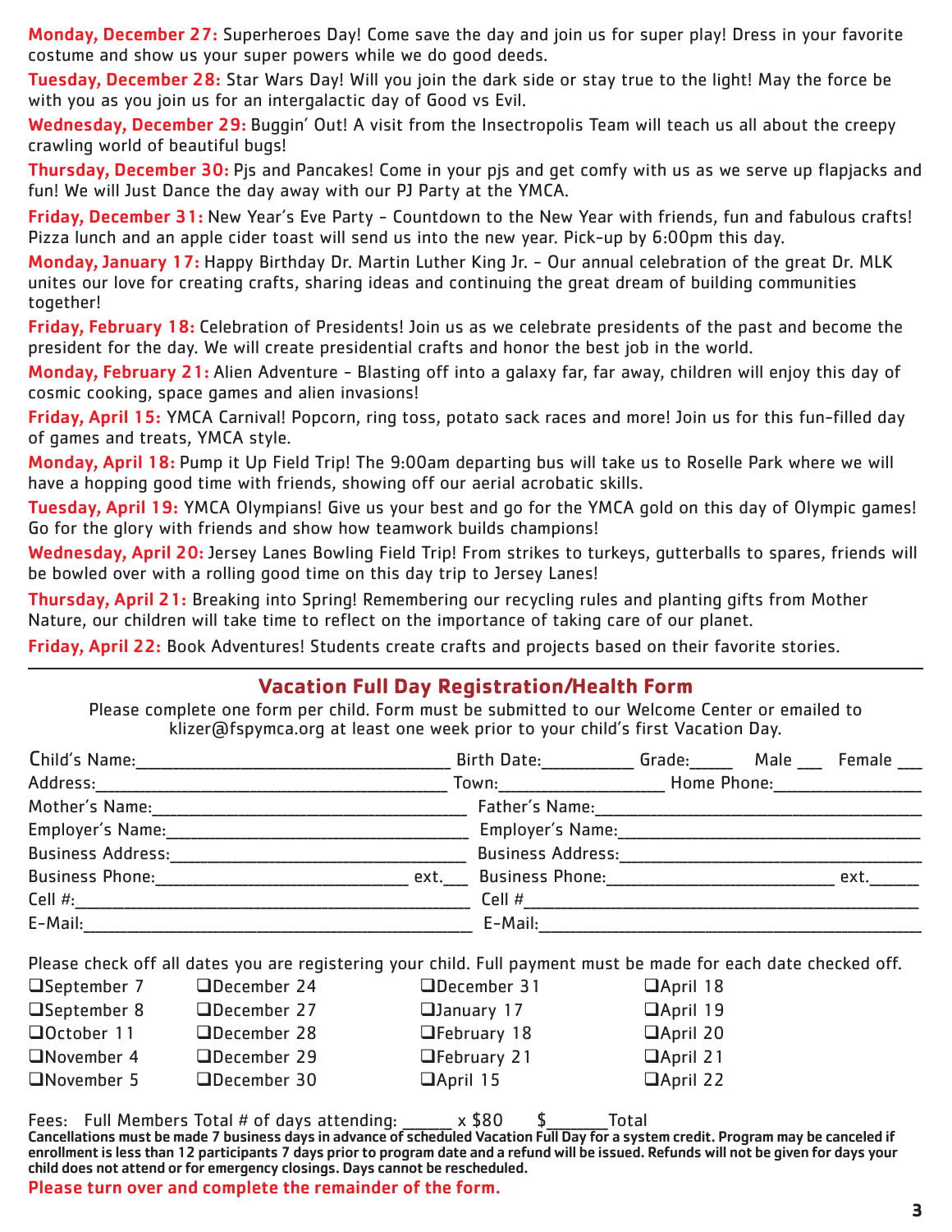**Monday, December 27:** Superheroes Day! Come save the day and join us for super play! Dress in your favorite costume and show us your super powers while we do good deeds.

**Tuesday, December 28:** Star Wars Day! Will you join the dark side or stay true to the light! May the force be with you as you join us for an intergalactic day of Good vs Evil.

**Wednesday, December 29:** Buggin' Out! A visit from the Insectropolis Team will teach us all about the creepy crawling world of beautiful bugs!

**Thursday, December 30:** Pjs and Pancakes! Come in your pjs and get comfy with us as we serve up flapjacks and fun! We will Just Dance the day away with our PJ Party at the YMCA.

**Friday, December 31:** New Year's Eve Party - Countdown to the New Year with friends, fun and fabulous crafts! Pizza lunch and an apple cider toast will send us into the new year. Pick-up by 6:00pm this day.

**Monday, January 17:** Happy Birthday Dr. Martin Luther King Jr. - Our annual celebration of the great Dr. MLK unites our love for creating crafts, sharing ideas and continuing the great dream of building communities together!

**Friday, February 18:** Celebration of Presidents! Join us as we celebrate presidents of the past and become the president for the day. We will create presidential crafts and honor the best job in the world.

**Monday, February 21:** Alien Adventure - Blasting off into a galaxy far, far away, children will enjoy this day of cosmic cooking, space games and alien invasions!

**Friday, April 15:** YMCA Carnival! Popcorn, ring toss, potato sack races and more! Join us for this fun-filled day of games and treats, YMCA style.

**Monday, April 18:** Pump it Up Field Trip! The 9:00am departing bus will take us to Roselle Park where we will have a hopping good time with friends, showing off our aerial acrobatic skills.

**Tuesday, April 19:** YMCA Olympians! Give us your best and go for the YMCA gold on this day of Olympic games! Go for the glory with friends and show how teamwork builds champions!

**Wednesday, April 20:** Jersey Lanes Bowling Field Trip! From strikes to turkeys, gutterballs to spares, friends will be bowled over with a rolling good time on this day trip to Jersey Lanes!

**Thursday, April 21:** Breaking into Spring! Remembering our recycling rules and planting gifts from Mother Nature, our children will take time to reflect on the importance of taking care of our planet.

**Friday, April 22:** Book Adventures! Students create crafts and projects based on their favorite stories.

---

## Vacation Full Day Registration/Health Form

Please complete one form per child. Form must be submitted to our Welcome Center or emailed to klizer@fspymca.org at least one week prior to your child's first Vacation Day.

Child's Name:______________________________ Birth Date:_________ Grade:_____ Male ___ Female ___

Address:______________________________ Town:_______________ Home Phone:_______________

Mother's Name:______________________________ Father's Name:______________________________

Employer's Name:______________________________ Employer's Name:______________________________

Business Address:______________________________ Business Address:______________________________

Business Phone:_______________________ ext.___ Business Phone:_______________________ ext.______

Cell #:______________________________ Cell #______________________________

E-Mail:______________________________ E-Mail:______________________________

Please check off all dates you are registering your child. Full payment must be made for each date checked off.

| | | | |
|---|---|---|---|
| ❑September 7 | ❑December 24 | ❑December 31 | ❑April 18 |
| ❑September 8 | ❑December 27 | ❑January 17 | ❑April 19 |
| ❑October 11 | ❑December 28 | ❑February 18 | ❑April 20 |
| ❑November 4 | ❑December 29 | ❑February 21 | ❑April 21 |
| ❑November 5 | ❑December 30 | ❑April 15 | ❑April 22 |

Fees: Full Members Total # of days attending: ______ x $80 $_______Total

**Cancellations must be made 7 business days in advance of scheduled Vacation Full Day for a system credit. Program may be canceled if enrollment is less than 12 participants 7 days prior to program date and a refund will be issued. Refunds will not be given for days your child does not attend or for emergency closings. Days cannot be rescheduled.**

**Please turn over and complete the remainder of the form.**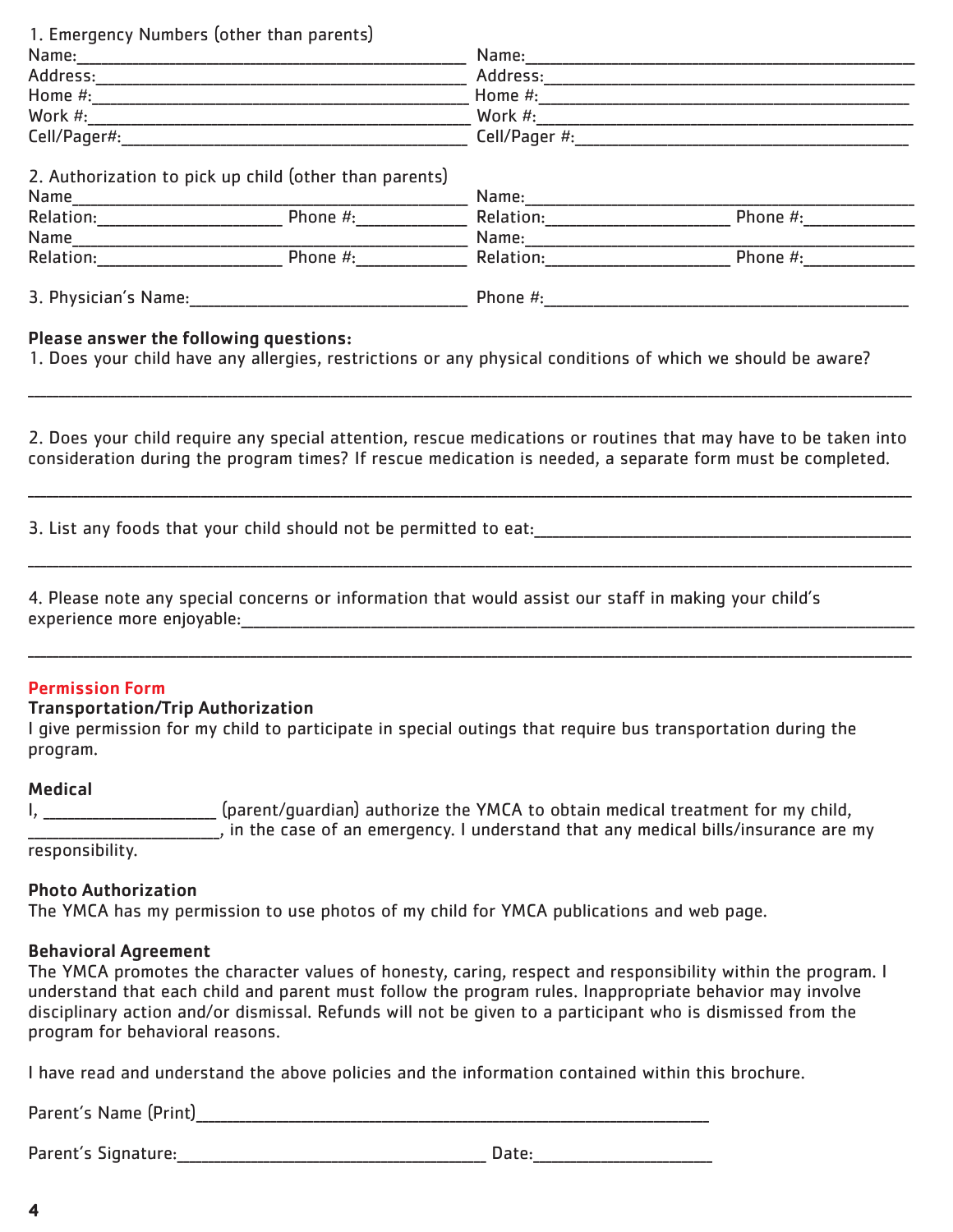1. Emergency Numbers (other than parents)

Name:______________________________ Name:______________________________
Address:______________________________ Address:______________________________
Home #:______________________________ Home #:______________________________
Work #:______________________________ Work #:______________________________
Cell/Pager#:______________________________ Cell/Pager #:______________________________

2. Authorization to pick up child (other than parents)

Name______________________________ Name:______________________________
Relation:__________________ Phone #:__________ Relation:__________________ Phone #:__________
Name______________________________ Name:______________________________
Relation:__________________ Phone #:__________ Relation:__________________ Phone #:__________

3. Physician's Name:______________________________ Phone #:______________________________

**Please answer the following questions:**

1. Does your child have any allergies, restrictions or any physical conditions of which we should be aware?

________________________________________________________________________________

2. Does your child require any special attention, rescue medications or routines that may have to be taken into consideration during the program times? If rescue medication is needed, a separate form must be completed.

________________________________________________________________________________

3. List any foods that your child should not be permitted to eat:______________________________

________________________________________________________________________________

4. Please note any special concerns or information that would assist our staff in making your child's experience more enjoyable:______________________________

________________________________________________________________________________

## Permission Form

**Transportation/Trip Authorization**

I give permission for my child to participate in special outings that require bus transportation during the program.

**Medical**

I, __________________ (parent/guardian) authorize the YMCA to obtain medical treatment for my child, __________________, in the case of an emergency. I understand that any medical bills/insurance are my responsibility.

**Photo Authorization**

The YMCA has my permission to use photos of my child for YMCA publications and web page.

**Behavioral Agreement**

The YMCA promotes the character values of honesty, caring, respect and responsibility within the program. I understand that each child and parent must follow the program rules. Inappropriate behavior may involve disciplinary action and/or dismissal. Refunds will not be given to a participant who is dismissed from the program for behavioral reasons.

I have read and understand the above policies and the information contained within this brochure.

Parent's Name (Print)______________________________________________

Parent's Signature:______________________________ Date:__________________